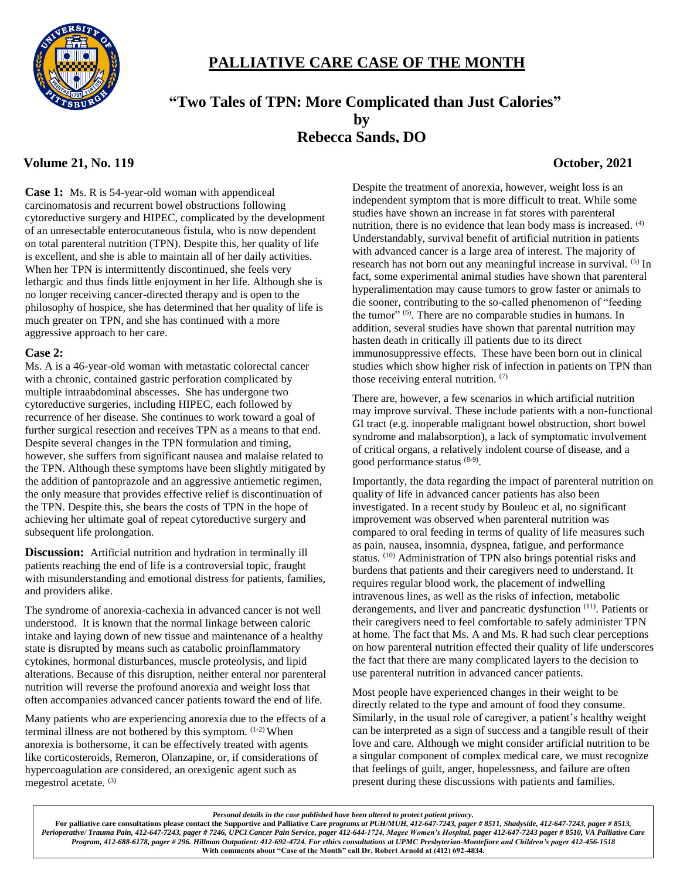# PALLIATIVE CARE CASE OF THE MONTH

## "Two Tales of TPN: More Complicated than Just Calories"

### by
### Rebecca Sands, DO

**Volume 21, No. 119** **October, 2021**

**Case 1:** Ms. R is 54-year-old woman with appendiceal carcinomatosis and recurrent bowel obstructions following cytoreductive surgery and HIPEC, complicated by the development of an unresectable enterocutaneous fistula, who is now dependent on total parenteral nutrition (TPN). Despite this, her quality of life is excellent, and she is able to maintain all of her daily activities. When her TPN is intermittently discontinued, she feels very lethargic and thus finds little enjoyment in her life. Although she is no longer receiving cancer-directed therapy and is open to the philosophy of hospice, she has determined that her quality of life is much greater on TPN, and she has continued with a more aggressive approach to her care.

**Case 2:**
Ms. A is a 46-year-old woman with metastatic colorectal cancer with a chronic, contained gastric perforation complicated by multiple intraabdominal abscesses. She has undergone two cytoreductive surgeries, including HIPEC, each followed by recurrence of her disease. She continues to work toward a goal of further surgical resection and receives TPN as a means to that end. Despite several changes in the TPN formulation and timing, however, she suffers from significant nausea and malaise related to the TPN. Although these symptoms have been slightly mitigated by the addition of pantoprazole and an aggressive antiemetic regimen, the only measure that provides effective relief is discontinuation of the TPN. Despite this, she bears the costs of TPN in the hope of achieving her ultimate goal of repeat cytoreductive surgery and subsequent life prolongation.

**Discussion:** Artificial nutrition and hydration in terminally ill patients reaching the end of life is a controversial topic, fraught with misunderstanding and emotional distress for patients, families, and providers alike.

The syndrome of anorexia-cachexia in advanced cancer is not well understood. It is known that the normal linkage between caloric intake and laying down of new tissue and maintenance of a healthy state is disrupted by means such as catabolic proinflammatory cytokines, hormonal disturbances, muscle proteolysis, and lipid alterations. Because of this disruption, neither enteral nor parenteral nutrition will reverse the profound anorexia and weight loss that often accompanies advanced cancer patients toward the end of life.

Many patients who are experiencing anorexia due to the effects of a terminal illness are not bothered by this symptom. [1-2] When anorexia is bothersome, it can be effectively treated with agents like corticosteroids, Remeron, Olanzapine, or, if considerations of hypercoagulation are considered, an orexigenic agent such as megestrol acetate. [3]

Despite the treatment of anorexia, however, weight loss is an independent symptom that is more difficult to treat. While some studies have shown an increase in fat stores with parenteral nutrition, there is no evidence that lean body mass is increased. [4] Understandably, survival benefit of artificial nutrition in patients with advanced cancer is a large area of interest. The majority of research has not born out any meaningful increase in survival. [5] In fact, some experimental animal studies have shown that parenteral hyperalimentation may cause tumors to grow faster or animals to die sooner, contributing to the so-called phenomenon of "feeding the tumor" [6]. There are no comparable studies in humans. In addition, several studies have shown that parental nutrition may hasten death in critically ill patients due to its direct immunosuppressive effects. These have been born out in clinical studies which show higher risk of infection in patients on TPN than those receiving enteral nutrition. [7]

There are, however, a few scenarios in which artificial nutrition may improve survival. These include patients with a non-functional GI tract (e.g. inoperable malignant bowel obstruction, short bowel syndrome and malabsorption), a lack of symptomatic involvement of critical organs, a relatively indolent course of disease, and a good performance status [8-9].

Importantly, the data regarding the impact of parenteral nutrition on quality of life in advanced cancer patients has also been investigated. In a recent study by Bouleuc et al, no significant improvement was observed when parenteral nutrition was compared to oral feeding in terms of quality of life measures such as pain, nausea, insomnia, dyspnea, fatigue, and performance status. [10] Administration of TPN also brings potential risks and burdens that patients and their caregivers need to understand. It requires regular blood work, the placement of indwelling intravenous lines, as well as the risks of infection, metabolic derangements, and liver and pancreatic dysfunction [11]. Patients or their caregivers need to feel comfortable to safely administer TPN at home. The fact that Ms. A and Ms. R had such clear perceptions on how parenteral nutrition effected their quality of life underscores the fact that there are many complicated layers to the decision to use parenteral nutrition in advanced cancer patients.

Most people have experienced changes in their weight to be directly related to the type and amount of food they consume. Similarly, in the usual role of caregiver, a patient's healthy weight can be interpreted as a sign of success and a tangible result of their love and care. Although we might consider artificial nutrition to be a singular component of complex medical care, we must recognize that feelings of guilt, anger, hopelessness, and failure are often present during these discussions with patients and families.

*Personal details in the case published have been altered to protect patient privacy.*

***For palliative care consultations please contact the Supportive and Palliative Care programs at PUH/MUH, 412-647-7243, pager # 8511, Shadyside, 412-647-7243, pager # 8513, Perioperative/ Trauma Pain, 412-647-7243, pager # 7246, UPCI Cancer Pain Service, pager 412-644-1724, Magee Women's Hospital, pager 412-647-7243 pager # 8510, VA Palliative Care Program, 412-688-6178, pager # 296. Hillman Outpatient: 412-692-4724. For ethics consultations at UPMC Presbyterian-Montefiore and Children's pager 412-456-1518***

**With comments about "Case of the Month" call Dr. Robert Arnold at (412) 692-4834.**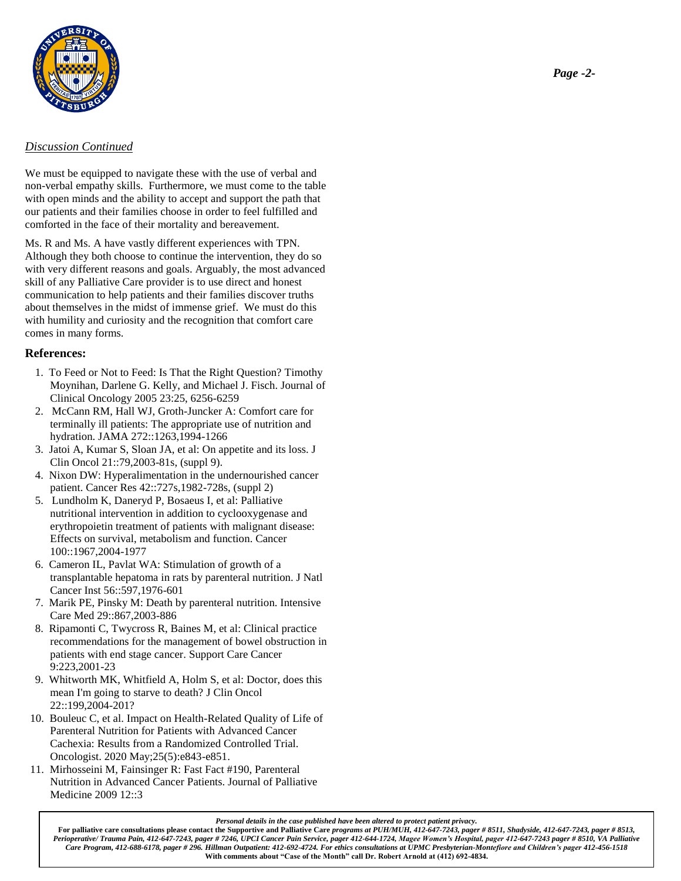*Discussion Continued*

We must be equipped to navigate these with the use of verbal and non-verbal empathy skills. Furthermore, we must come to the table with open minds and the ability to accept and support the path that our patients and their families choose in order to feel fulfilled and comforted in the face of their mortality and bereavement.

Ms. R and Ms. A have vastly different experiences with TPN. Although they both choose to continue the intervention, they do so with very different reasons and goals. Arguably, the most advanced skill of any Palliative Care provider is to use direct and honest communication to help patients and their families discover truths about themselves in the midst of immense grief. We must do this with humility and curiosity and the recognition that comfort care comes in many forms.

**References:**

1. To Feed or Not to Feed: Is That the Right Question? Timothy Moynihan, Darlene G. Kelly, and Michael J. Fisch. Journal of Clinical Oncology 2005 23:25, 6256-6259
2. McCann RM, Hall WJ, Groth-Juncker A: Comfort care for terminally ill patients: The appropriate use of nutrition and hydration. JAMA 272::1263,1994-1266
3. Jatoi A, Kumar S, Sloan JA, et al: On appetite and its loss. J Clin Oncol 21::79,2003-81s, (suppl 9).
4. Nixon DW: Hyperalimentation in the undernourished cancer patient. Cancer Res 42::727s,1982-728s, (suppl 2)
5. Lundholm K, Daneryd P, Bosaeus I, et al: Palliative nutritional intervention in addition to cyclooxygenase and erythropoietin treatment of patients with malignant disease: Effects on survival, metabolism and function. Cancer 100::1967,2004-1977
6. Cameron IL, Pavlat WA: Stimulation of growth of a transplantable hepatoma in rats by parenteral nutrition. J Natl Cancer Inst 56::597,1976-601
7. Marik PE, Pinsky M: Death by parenteral nutrition. Intensive Care Med 29::867,2003-886
8. Ripamonti C, Twycross R, Baines M, et al: Clinical practice recommendations for the management of bowel obstruction in patients with end stage cancer. Support Care Cancer 9:223,2001-23
9. Whitworth MK, Whitfield A, Holm S, et al: Doctor, does this mean I'm going to starve to death? J Clin Oncol 22::199,2004-201?
10. Bouleuc C, et al. Impact on Health-Related Quality of Life of Parenteral Nutrition for Patients with Advanced Cancer Cachexia: Results from a Randomized Controlled Trial. Oncologist. 2020 May;25(5):e843-e851.
11. Mirhosseini M, Fainsinger R: Fast Fact #190, Parenteral Nutrition in Advanced Cancer Patients. Journal of Palliative Medicine 2009 12::3

***Personal details in the case published have been altered to protect patient privacy.***

**For palliative care consultations please contact the Supportive and Palliative Care *programs at PUH/MUH, 412-647-7243, pager # 8511, Shadyside, 412-647-7243, pager # 8513, Perioperative/ Trauma Pain, 412-647-7243, pager # 7246, UPCI Cancer Pain Service, pager 412-644-1724, Magee Women's Hospital, pager 412-647-7243 pager # 8510, VA Palliative Care Program, 412-688-6178, pager # 296. Hillman Outpatient: 412-692-4724. For ethics consultations at UPMC Presbyterian-Montefiore and Children's pager 412-456-1518*
With comments about "Case of the Month" call Dr. Robert Arnold at (412) 692-4834.**